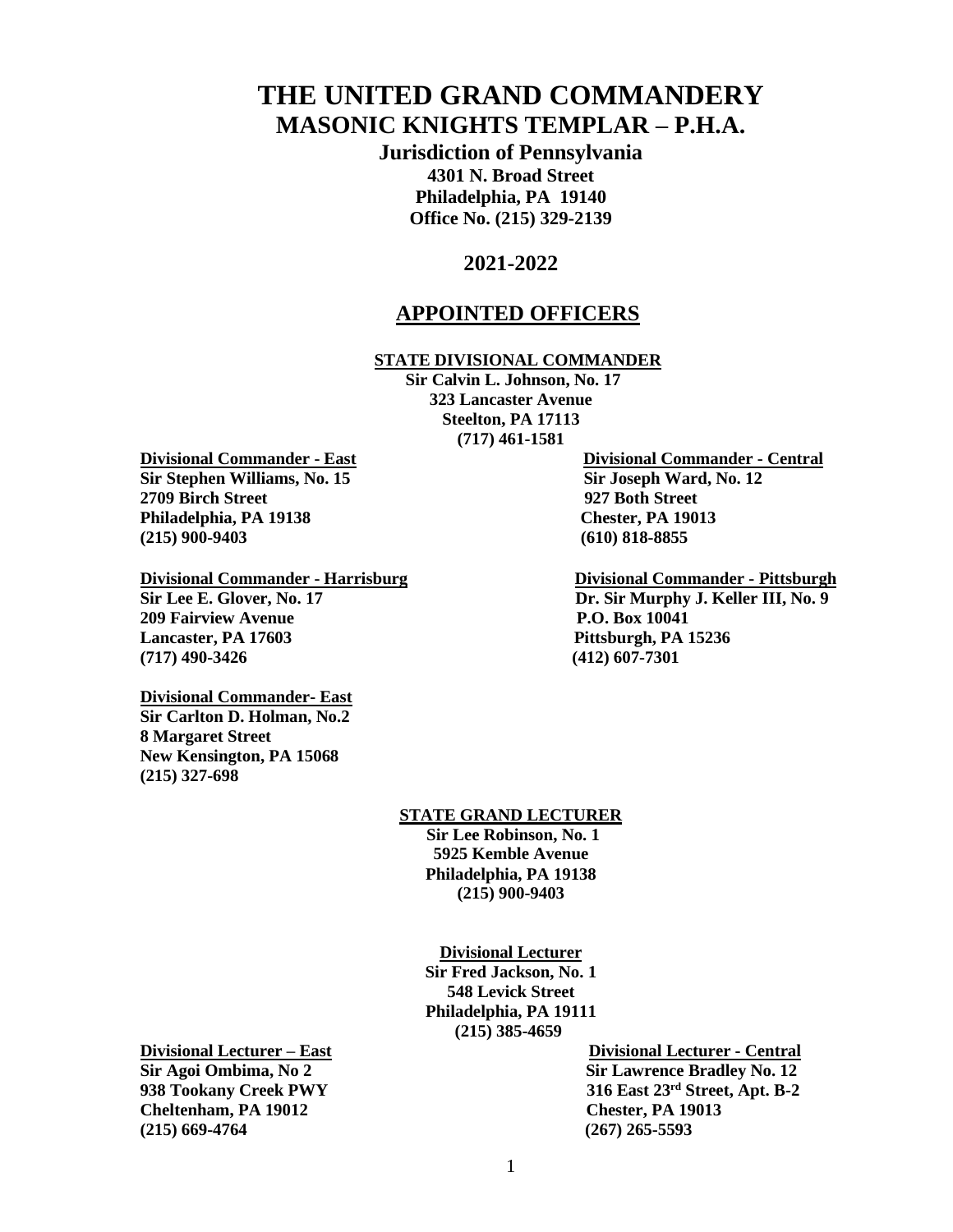# THE UNITED GRAND COMMANDERY
## MASONIC KNIGHTS TEMPLAR – P.H.A.

**Jurisdiction of Pennsylvania**
**4301 N. Broad Street**
**Philadelphia, PA 19140**
**Office No. (215) 329-2139**

**2021-2022**

## APPOINTED OFFICERS

**STATE DIVISIONAL COMMANDER**
**Sir Calvin L. Johnson, No. 17**
**323 Lancaster Avenue**
**Steelton, PA 17113**
**(717) 461-1581**

**Divisional Commander - East**
**Sir Stephen Williams, No. 15**
**2709 Birch Street**
**Philadelphia, PA 19138**
**(215) 900-9403**

**Divisional Commander - Central**
**Sir Joseph Ward, No. 12**
**927 Both Street**
**Chester, PA 19013**
**(610) 818-8855**

**Divisional Commander - Harrisburg**
**Sir Lee E. Glover, No. 17**
**209 Fairview Avenue**
**Lancaster, PA 17603**
**(717) 490-3426**

**Divisional Commander - Pittsburgh**
**Dr. Sir Murphy J. Keller III, No. 9**
**P.O. Box 10041**
**Pittsburgh, PA 15236**
**(412) 607-7301**

**Divisional Commander- East**
**Sir Carlton D. Holman, No.2**
**8 Margaret Street**
**New Kensington, PA 15068**
**(215) 327-698**

**STATE GRAND LECTURER**
**Sir Lee Robinson, No. 1**
**5925 Kemble Avenue**
**Philadelphia, PA 19138**
**(215) 900-9403**

**Divisional Lecturer**
**Sir Fred Jackson, No. 1**
**548 Levick Street**
**Philadelphia, PA 19111**
**(215) 385-4659**

**Divisional Lecturer – East**
**Sir Agoi Ombima, No 2**
**938 Tookany Creek PWY**
**Cheltenham, PA 19012**
**(215) 669-4764**

**Divisional Lecturer - Central**
**Sir Lawrence Bradley No. 12**
**316 East 23rd Street, Apt. B-2**
**Chester, PA 19013**
**(267) 265-5593**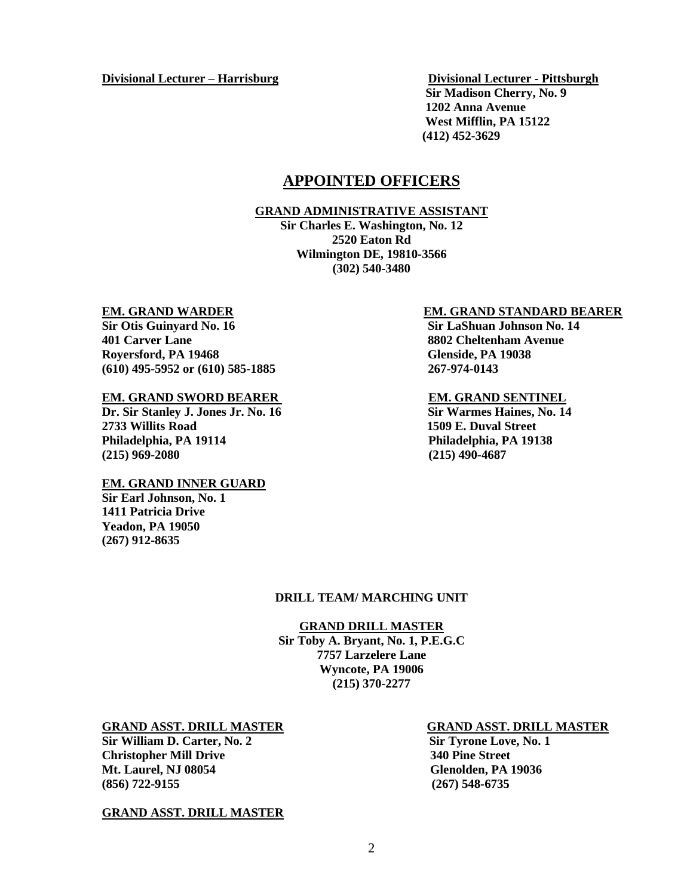**Divisional Lecturer – Harrisburg**

**Divisional Lecturer - Pittsburgh**
**Sir Madison Cherry, No. 9**
**1202 Anna Avenue**
**West Mifflin, PA 15122**
**(412) 452-3629**

## APPOINTED OFFICERS

**GRAND ADMINISTRATIVE ASSISTANT**
**Sir Charles E. Washington, No. 12**
**2520 Eaton Rd**
**Wilmington DE, 19810-3566**
**(302) 540-3480**

**EM. GRAND WARDER**
**Sir Otis Guinyard No. 16**
**401 Carver Lane**
**Royersford, PA 19468**
**(610) 495-5952 or (610) 585-1885**

**EM. GRAND STANDARD BEARER**
**Sir LaShuan Johnson No. 14**
**8802 Cheltenham Avenue**
**Glenside, PA 19038**
**267-974-0143**

**EM. GRAND SWORD BEARER**
**Dr. Sir Stanley J. Jones Jr. No. 16**
**2733 Willits Road**
**Philadelphia, PA 19114**
**(215) 969-2080**

**EM. GRAND SENTINEL**
**Sir Warmes Haines, No. 14**
**1509 E. Duval Street**
**Philadelphia, PA 19138**
**(215) 490-4687**

**EM. GRAND INNER GUARD**
**Sir Earl Johnson, No. 1**
**1411 Patricia Drive**
**Yeadon, PA 19050**
**(267) 912-8635**

**DRILL TEAM/ MARCHING UNIT**

**GRAND DRILL MASTER**
**Sir Toby A. Bryant, No. 1, P.E.G.C**
**7757 Larzelere Lane**
**Wyncote, PA 19006**
**(215) 370-2277**

**GRAND ASST. DRILL MASTER**
**Sir William D. Carter, No. 2**
**Christopher Mill Drive**
**Mt. Laurel, NJ 08054**
**(856) 722-9155**

**GRAND ASST. DRILL MASTER**
**Sir Tyrone Love, No. 1**
**340 Pine Street**
**Glenolden, PA 19036**
**(267) 548-6735**

**GRAND ASST. DRILL MASTER**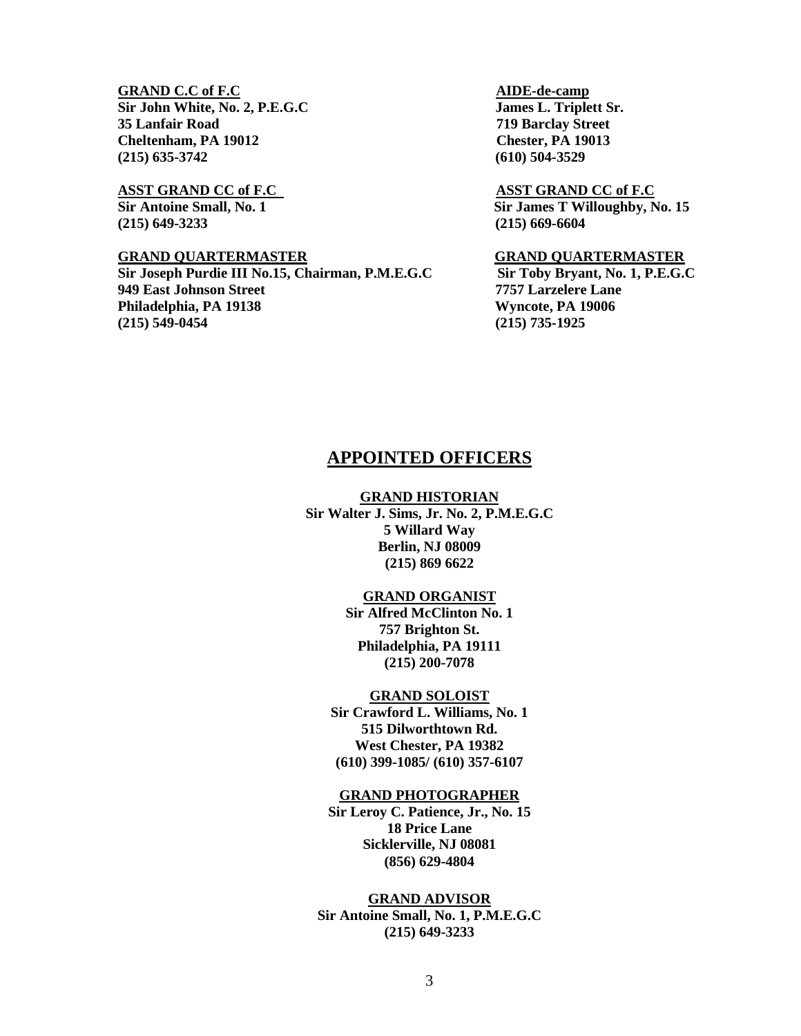**GRAND C.C of F.C**
**Sir John White, No. 2, P.E.G.C**
**35 Lanfair Road**
**Cheltenham, PA 19012**
**(215) 635-3742**

**AIDE-de-camp**
**James L. Triplett Sr.**
**719 Barclay Street**
**Chester, PA 19013**
**(610) 504-3529**

**ASST GRAND CC of F.C**
**Sir Antoine Small, No. 1**
**(215) 649-3233**

**ASST GRAND CC of F.C**
**Sir James T Willoughby, No. 15**
**(215) 669-6604**

**GRAND QUARTERMASTER**
**Sir Joseph Purdie III No.15, Chairman, P.M.E.G.C**
**949 East Johnson Street**
**Philadelphia, PA 19138**
**(215) 549-0454**

**GRAND QUARTERMASTER**
**Sir Toby Bryant, No. 1, P.E.G.C**
**7757 Larzelere Lane**
**Wyncote, PA 19006**
**(215) 735-1925**

## APPOINTED OFFICERS

**GRAND HISTORIAN**
**Sir Walter J. Sims, Jr. No. 2, P.M.E.G.C**
**5 Willard Way**
**Berlin, NJ 08009**
**(215) 869 6622**

**GRAND ORGANIST**
**Sir Alfred McClinton No. 1**
**757 Brighton St.**
**Philadelphia, PA 19111**
**(215) 200-7078**

**GRAND SOLOIST**
**Sir Crawford L. Williams, No. 1**
**515 Dilworthtown Rd.**
**West Chester, PA 19382**
**(610) 399-1085/ (610) 357-6107**

**GRAND PHOTOGRAPHER**
**Sir Leroy C. Patience, Jr., No. 15**
**18 Price Lane**
**Sicklerville, NJ 08081**
**(856) 629-4804**

**GRAND ADVISOR**
**Sir Antoine Small, No. 1, P.M.E.G.C**
**(215) 649-3233**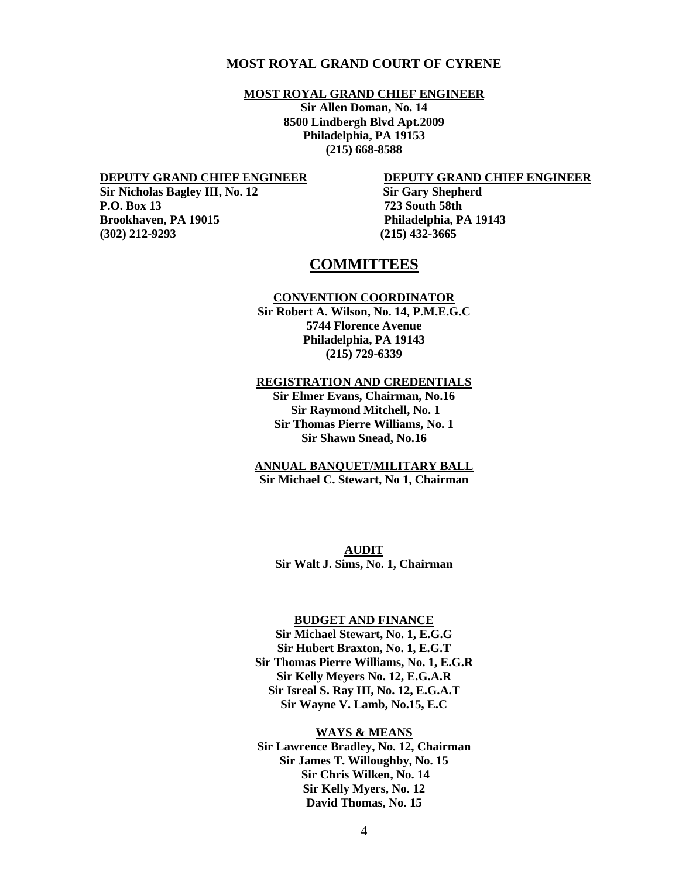**MOST ROYAL GRAND COURT OF CYRENE**

**MOST ROYAL GRAND CHIEF ENGINEER**

**Sir Allen Doman, No. 14**
**8500 Lindbergh Blvd Apt.2009**
**Philadelphia, PA 19153**
**(215) 668-8588**

**DEPUTY GRAND CHIEF ENGINEER**

**Sir Nicholas Bagley III, No. 12**
**P.O. Box 13**
**Brookhaven, PA 19015**
**(302) 212-9293**

**DEPUTY GRAND CHIEF ENGINEER**

**Sir Gary Shepherd**
**723 South 58th**
**Philadelphia, PA 19143**
**(215) 432-3665**

## COMMITTEES

**CONVENTION COORDINATOR**

**Sir Robert A. Wilson, No. 14, P.M.E.G.C**
**5744 Florence Avenue**
**Philadelphia, PA 19143**
**(215) 729-6339**

**REGISTRATION AND CREDENTIALS**

**Sir Elmer Evans, Chairman, No.16**
**Sir Raymond Mitchell, No. 1**
**Sir Thomas Pierre Williams, No. 1**
**Sir Shawn Snead, No.16**

**ANNUAL BANQUET/MILITARY BALL**

**Sir Michael C. Stewart, No 1, Chairman**

**AUDIT**

**Sir Walt J. Sims, No. 1, Chairman**

**BUDGET AND FINANCE**

**Sir Michael Stewart, No. 1, E.G.G**
**Sir Hubert Braxton, No. 1, E.G.T**
**Sir Thomas Pierre Williams, No. 1, E.G.R**
**Sir Kelly Meyers No. 12, E.G.A.R**
**Sir Isreal S. Ray III, No. 12, E.G.A.T**
**Sir Wayne V. Lamb, No.15, E.C**

**WAYS & MEANS**

**Sir Lawrence Bradley, No. 12, Chairman**
**Sir James T. Willoughby, No. 15**
**Sir Chris Wilken, No. 14**
**Sir Kelly Myers, No. 12**
**David Thomas, No. 15**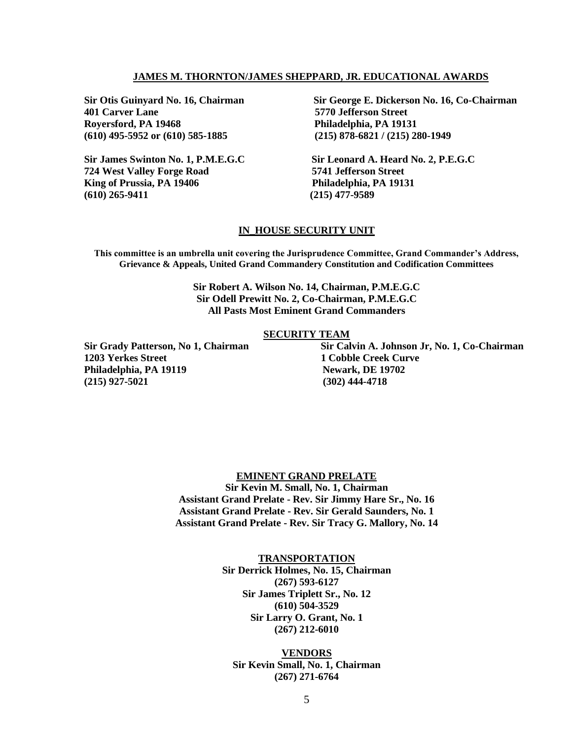## JAMES M. THORNTON/JAMES SHEPPARD, JR. EDUCATIONAL AWARDS

**Sir Otis Guinyard No. 16, Chairman**
**401 Carver Lane**
**Royersford, PA 19468**
**(610) 495-5952 or (610) 585-1885**

**Sir George E. Dickerson No. 16, Co-Chairman**
**5770 Jefferson Street**
**Philadelphia, PA 19131**
**(215) 878-6821 / (215) 280-1949**

**Sir James Swinton No. 1, P.M.E.G.C**
**724 West Valley Forge Road**
**King of Prussia, PA 19406**
**(610) 265-9411**

**Sir Leonard A. Heard No. 2, P.E.G.C**
**5741 Jefferson Street**
**Philadelphia, PA 19131**
**(215) 477-9589**

## IN_HOUSE SECURITY UNIT

**This committee is an umbrella unit covering the Jurisprudence Committee, Grand Commander's Address, Grievance & Appeals, United Grand Commandery Constitution and Codification Committees**

**Sir Robert A. Wilson No. 14, Chairman, P.M.E.G.C**
**Sir Odell Prewitt No. 2, Co-Chairman, P.M.E.G.C**
**All Pasts Most Eminent Grand Commanders**

## SECURITY TEAM

**Sir Grady Patterson, No 1, Chairman**
**1203 Yerkes Street**
**Philadelphia, PA 19119**
**(215) 927-5021**

**Sir Calvin A. Johnson Jr, No. 1, Co-Chairman**
**1 Cobble Creek Curve**
**Newark, DE 19702**
**(302) 444-4718**

## EMINENT GRAND PRELATE

**Sir Kevin M. Small, No. 1, Chairman**
**Assistant Grand Prelate - Rev. Sir Jimmy Hare Sr., No. 16**
**Assistant Grand Prelate - Rev. Sir Gerald Saunders, No. 1**
**Assistant Grand Prelate - Rev. Sir Tracy G. Mallory, No. 14**

## TRANSPORTATION

**Sir Derrick Holmes, No. 15, Chairman**
**(267) 593-6127**
**Sir James Triplett Sr., No. 12**
**(610) 504-3529**
**Sir Larry O. Grant, No. 1**
**(267) 212-6010**

## VENDORS

**Sir Kevin Small, No. 1, Chairman**
**(267) 271-6764**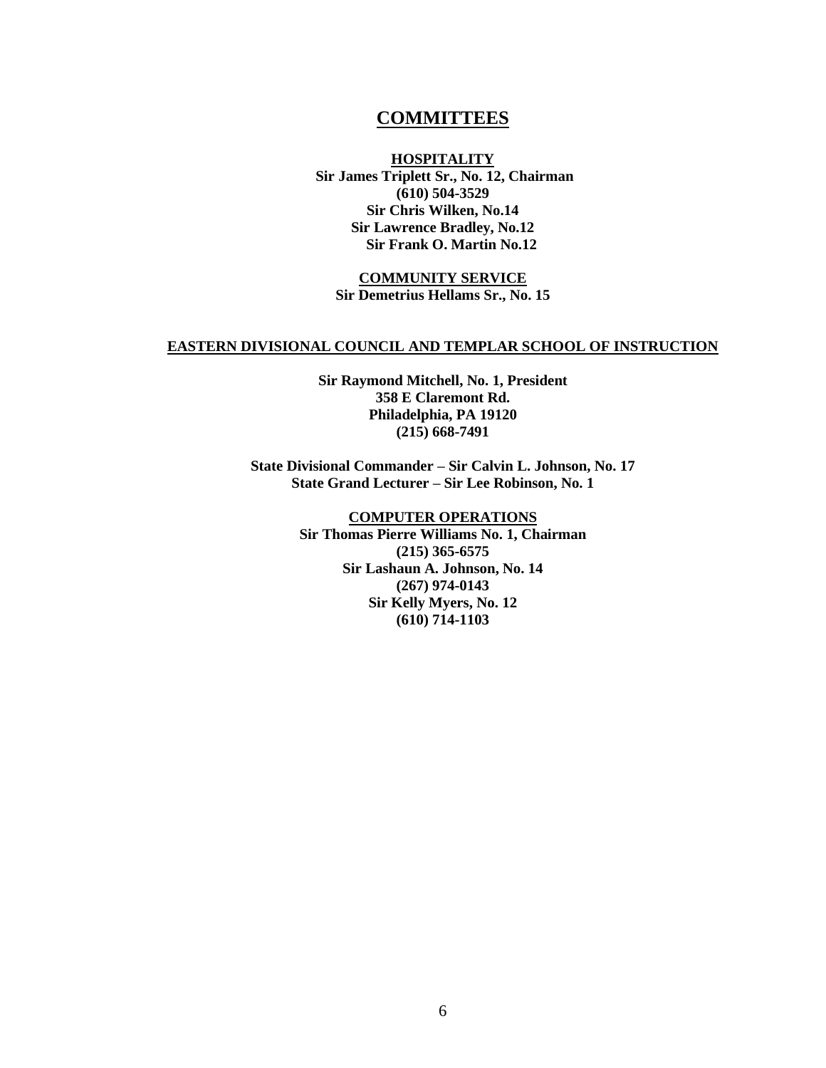# COMMITTEES

**HOSPITALITY**

**Sir James Triplett Sr., No. 12, Chairman**
**(610) 504-3529**
**Sir Chris Wilken, No.14**
**Sir Lawrence Bradley, No.12**
**Sir Frank O. Martin No.12**

**COMMUNITY SERVICE**

**Sir Demetrius Hellams Sr., No. 15**

## EASTERN DIVISIONAL COUNCIL AND TEMPLAR SCHOOL OF INSTRUCTION

**Sir Raymond Mitchell, No. 1, President**
**358 E Claremont Rd.**
**Philadelphia, PA 19120**
**(215) 668-7491**

**State Divisional Commander – Sir Calvin L. Johnson, No. 17**
**State Grand Lecturer – Sir Lee Robinson, No. 1**

**COMPUTER OPERATIONS**

**Sir Thomas Pierre Williams No. 1, Chairman**
**(215) 365-6575**
**Sir Lashaun A. Johnson, No. 14**
**(267) 974-0143**
**Sir Kelly Myers, No. 12**
**(610) 714-1103**